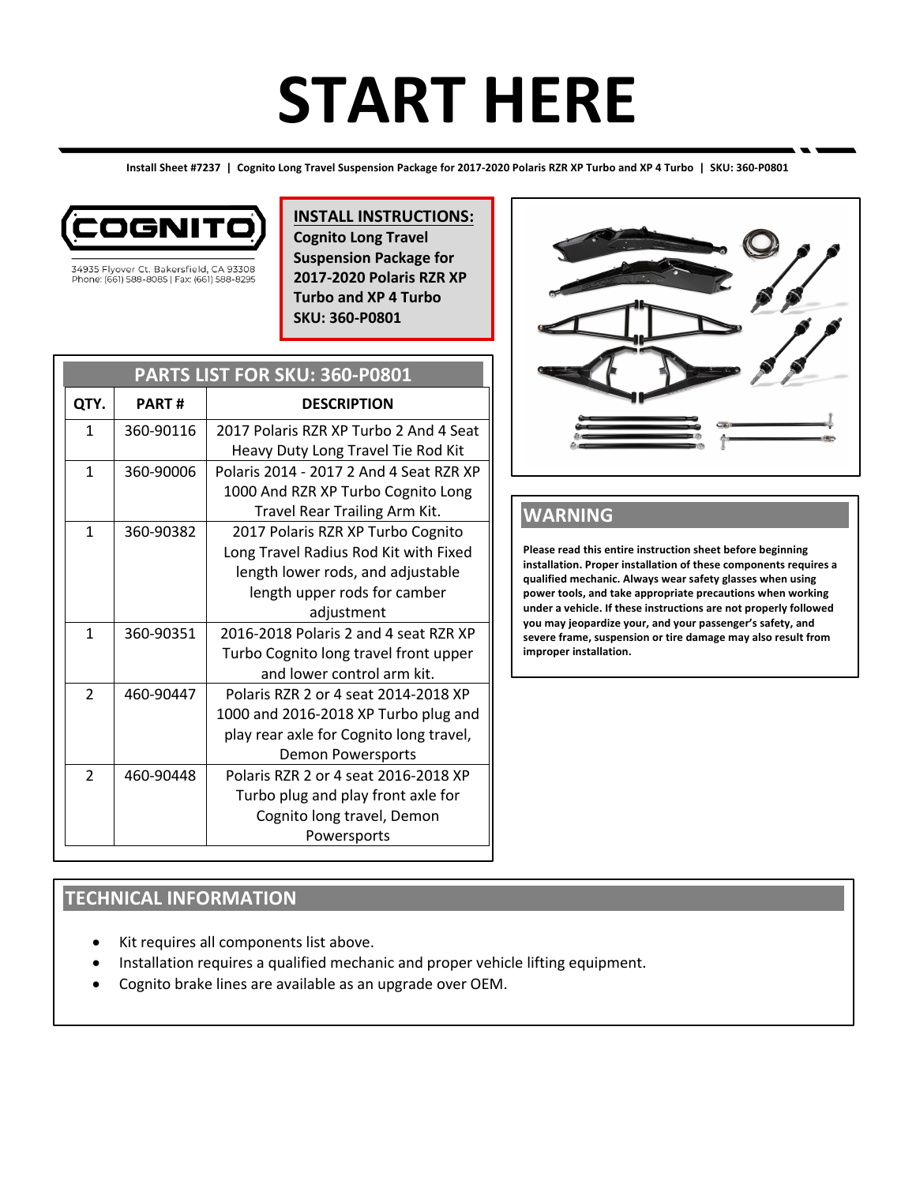# START HERE

**Install Sheet #7237 | Cognito Long Travel Suspension Package for 2017-2020 Polaris RZR XP Turbo and XP 4 Turbo | SUP: 360-P0801**

COGNITO

34935 Flyover Ct. Bakersfield, CA 93308
Phone: (661) 588-8085 | Fax: (661) 588-8295

**INSTALL INSTRUCTIONS:**
**Cognito Long Travel Suspension Package for 2017-2020 Polaris RZR XP Turbo and XP 4 Turbo**
**SKU: 360-P0801**

## PARTS LIST FOR SKU: 360-P0801

| QTY. | PART # | DESCRIPTION |
|---|---|---|
| 1 | 360-90116 | 2017 Polaris RZR XP Turbo 2 And 4 Seat Heavy Duty Long Travel Tie Rod Kit |
| 1 | 360-90006 | Polaris 2014 - 2017 2 And 4 Seat RZR XP 1000 And RZR XP Turbo Cognito Long Travel Rear Trailing Arm Kit. |
| 1 | 360-90382 | 2017 Polaris RZR XP Turbo Cognito Long Travel Radius Rod Kit with Fixed length lower rods, and adjustable length upper rods for camber adjustment |
| 1 | 360-90351 | 2016-2018 Polaris 2 and 4 seat RZR XP Turbo Cognito long travel front upper and lower control arm kit. |
| 2 | 460-90447 | Polaris RZR 2 or 4 seat 2014-2018 XP 1000 and 2016-2018 XP Turbo plug and play rear axle for Cognito long travel, Demon Powersports |
| 2 | 460-90448 | Polaris RZR 2 or 4 seat 2016-2018 XP Turbo plug and play front axle for Cognito long travel, Demon Powersports |

## WARNING

**Please read this entire instruction sheet before beginning installation. Proper installation of these components requires a qualified mechanic. Always wear safety glasses when using power tools, and take appropriate precautions when working under a vehicle. If these instructions are not properly followed you may jeopardize your, and your passenger's safety, and severe frame, suspension or tire damage may also result from improper installation.**

## TECHNICAL INFORMATION

- Kit requires all components list above.
- Installation requires a qualified mechanic and proper vehicle lifting equipment.
- Cognito brake lines are available as an upgrade over OEM.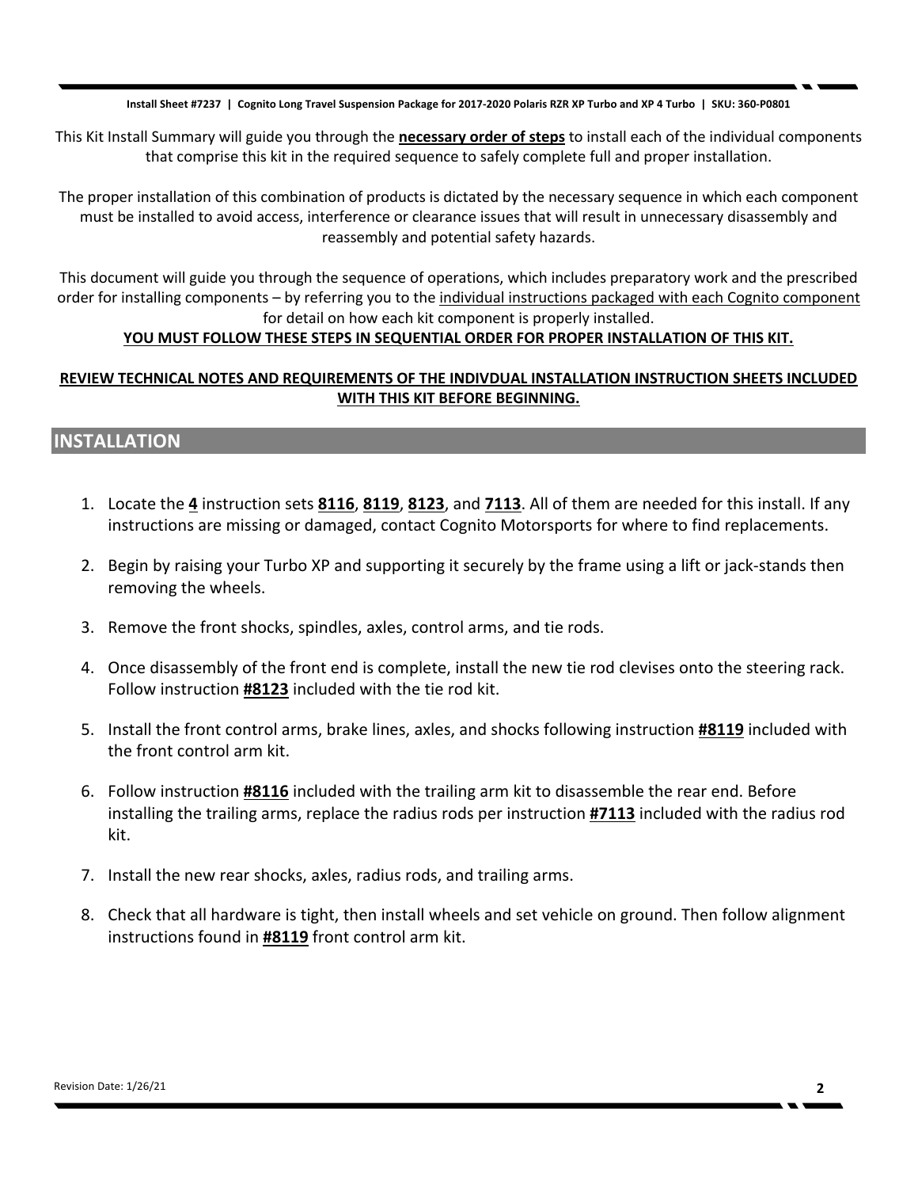This Kit Install Summary will guide you through the **necessary order of steps** to install each of the individual components that comprise this kit in the required sequence to safely complete full and proper installation.

The proper installation of this combination of products is dictated by the necessary sequence in which each component must be installed to avoid access, interference or clearance issues that will result in unnecessary disassembly and reassembly and potential safety hazards.

This document will guide you through the sequence of operations, which includes preparatory work and the prescribed order for installing components – by referring you to the individual instructions packaged with each Cognito component for detail on how each kit component is properly installed.

**YOU MUST FOLLOW THESE STEPS IN SEQUENTIAL ORDER FOR PROPER INSTALLATION OF THIS KIT.**

**REVIEW TECHNICAL NOTES AND REQUIREMENTS OF THE INDIVDUAL INSTALLATION INSTRUCTION SHEETS INCLUDED WITH THIS KIT BEFORE BEGINNING.**

## INSTALLATION

1. Locate the **4** instruction sets **8116**, **8119**, **8123**, and **7113**. All of them are needed for this install. If any instructions are missing or damaged, contact Cognito Motorsports for where to find replacements.
2. Begin by raising your Turbo XP and supporting it securely by the frame using a lift or jack-stands then removing the wheels.
3. Remove the front shocks, spindles, axles, control arms, and tie rods.
4. Once disassembly of the front end is complete, install the new tie rod clevises onto the steering rack. Follow instruction **#8123** included with the tie rod kit.
5. Install the front control arms, brake lines, axles, and shocks following instruction **#8119** included with the front control arm kit.
6. Follow instruction **#8116** included with the trailing arm kit to disassemble the rear end. Before installing the trailing arms, replace the radius rods per instruction **#7113** included with the radius rod kit.
7. Install the new rear shocks, axles, radius rods, and trailing arms.
8. Check that all hardware is tight, then install wheels and set vehicle on ground. Then follow alignment instructions found in **#8119** front control arm kit.

Revision Date: 1/26/21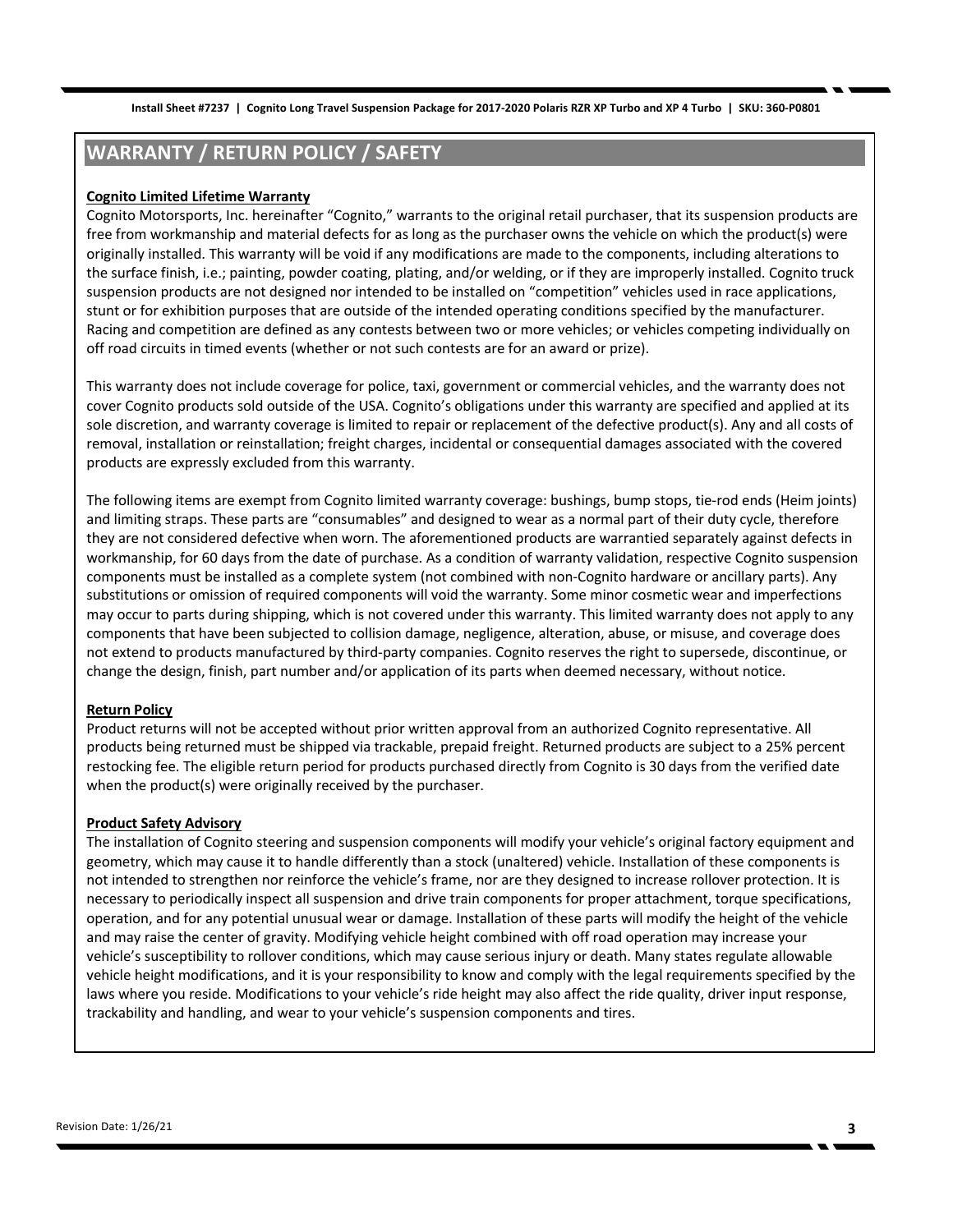## WARRANTY / RETURN POLICY / SAFETY

**Cognito Limited Lifetime Warranty**

Cognito Motorsports, Inc. hereinafter "Cognito," warrants to the original retail purchaser, that its suspension products are free from workmanship and material defects for as long as the purchaser owns the vehicle on which the product(s) were originally installed. This warranty will be void if any modifications are made to the components, including alterations to the surface finish, i.e.; painting, powder coating, plating, and/or welding, or if they are improperly installed. Cognito truck suspension products are not designed nor intended to be installed on "competition" vehicles used in race applications, stunt or for exhibition purposes that are outside of the intended operating conditions specified by the manufacturer. Racing and competition are defined as any contests between two or more vehicles; or vehicles competing individually on off road circuits in timed events (whether or not such contests are for an award or prize).

This warranty does not include coverage for police, taxi, government or commercial vehicles, and the warranty does not cover Cognito products sold outside of the USA. Cognito's obligations under this warranty are specified and applied at its sole discretion, and warranty coverage is limited to repair or replacement of the defective product(s). Any and all costs of removal, installation or reinstallation; freight charges, incidental or consequential damages associated with the covered products are expressly excluded from this warranty.

The following items are exempt from Cognito limited warranty coverage: bushings, bump stops, tie-rod ends (Heim joints) and limiting straps. These parts are "consumables" and designed to wear as a normal part of their duty cycle, therefore they are not considered defective when worn. The aforementioned products are warrantied separately against defects in workmanship, for 60 days from the date of purchase. As a condition of warranty validation, respective Cognito suspension components must be installed as a complete system (not combined with non-Cognito hardware or ancillary parts). Any substitutions or omission of required components will void the warranty. Some minor cosmetic wear and imperfections may occur to parts during shipping, which is not covered under this warranty. This limited warranty does not apply to any components that have been subjected to collision damage, negligence, alteration, abuse, or misuse, and coverage does not extend to products manufactured by third-party companies. Cognito reserves the right to supersede, discontinue, or change the design, finish, part number and/or application of its parts when deemed necessary, without notice.

**Return Policy**

Product returns will not be accepted without prior written approval from an authorized Cognito representative. All products being returned must be shipped via trackable, prepaid freight. Returned products are subject to a 25% percent restocking fee. The eligible return period for products purchased directly from Cognito is 30 days from the verified date when the product(s) were originally received by the purchaser.

**Product Safety Advisory**

The installation of Cognito steering and suspension components will modify your vehicle's original factory equipment and geometry, which may cause it to handle differently than a stock (unaltered) vehicle. Installation of these components is not intended to strengthen nor reinforce the vehicle's frame, nor are they designed to increase rollover protection. It is necessary to periodically inspect all suspension and drive train components for proper attachment, torque specifications, operation, and for any potential unusual wear or damage. Installation of these parts will modify the height of the vehicle and may raise the center of gravity. Modifying vehicle height combined with off road operation may increase your vehicle's susceptibility to rollover conditions, which may cause serious injury or death. Many states regulate allowable vehicle height modifications, and it is your responsibility to know and comply with the legal requirements specified by the laws where you reside. Modifications to your vehicle's ride height may also affect the ride quality, driver input response, trackability and handling, and wear to your vehicle's suspension components and tires.